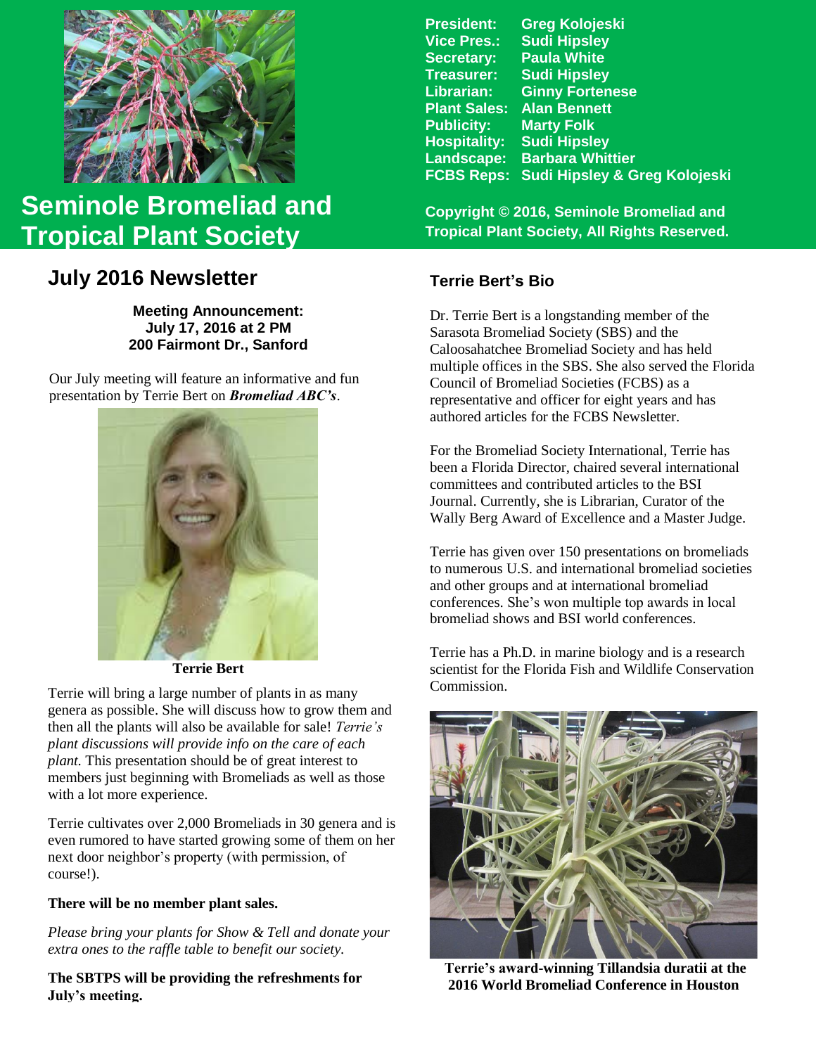# Seminole Bromeliad and Tropical Plant Society

**President:** Greg Kolojeski
**Vice Pres.:** Sudi Hipsley
**Secretary:** Paula White
**Treasurer:** Sudi Hipsley
**Librarian:** Ginny Fortenese
**Plant Sales:** Alan Bennett
**Publicity:** Marty Folk
**Hospitality:** Sudi Hipsley
**Landscape:** Barbara Whittier
**FCBS Reps:** Sudi Hipsley & Greg Kolojeski

**Copyright © 2016, Seminole Bromeliad and Tropical Plant Society, All Rights Reserved.**

## July 2016 Newsletter

**Meeting Announcement:**
**July 17, 2016 at 2 PM**
**200 Fairmont Dr., Sanford**

Our July meeting will feature an informative and fun presentation by Terrie Bert on ***Bromeliad ABC's***.

**Terrie Bert**

Terrie will bring a large number of plants in as many genera as possible. She will discuss how to grow them and then all the plants will also be available for sale! *Terrie's plant discussions will provide info on the care of each plant.* This presentation should be of great interest to members just beginning with Bromeliads as well as those with a lot more experience.

Terrie cultivates over 2,000 Bromeliads in 30 genera and is even rumored to have started growing some of them on her next door neighbor's property (with permission, of course!).

**There will be no member plant sales.**

*Please bring your plants for Show & Tell and donate your extra ones to the raffle table to benefit our society.*

**The SBTPS will be providing the refreshments for July's meeting.**

### Terrie Bert's Bio

Dr. Terrie Bert is a longstanding member of the Sarasota Bromeliad Society (SBS) and the Caloosahatchee Bromeliad Society and has held multiple offices in the SBS. She also served the Florida Council of Bromeliad Societies (FCBS) as a representative and officer for eight years and has authored articles for the FCBS Newsletter.

For the Bromeliad Society International, Terrie has been a Florida Director, chaired several international committees and contributed articles to the BSI Journal. Currently, she is Librarian, Curator of the Wally Berg Award of Excellence and a Master Judge.

Terrie has given over 150 presentations on bromeliads to numerous U.S. and international bromeliad societies and other groups and at international bromeliad conferences. She's won multiple top awards in local bromeliad shows and BSI world conferences.

Terrie has a Ph.D. in marine biology and is a research scientist for the Florida Fish and Wildlife Conservation Commission.

**Terrie's award-winning Tillandsia duratii at the 2016 World Bromeliad Conference in Houston**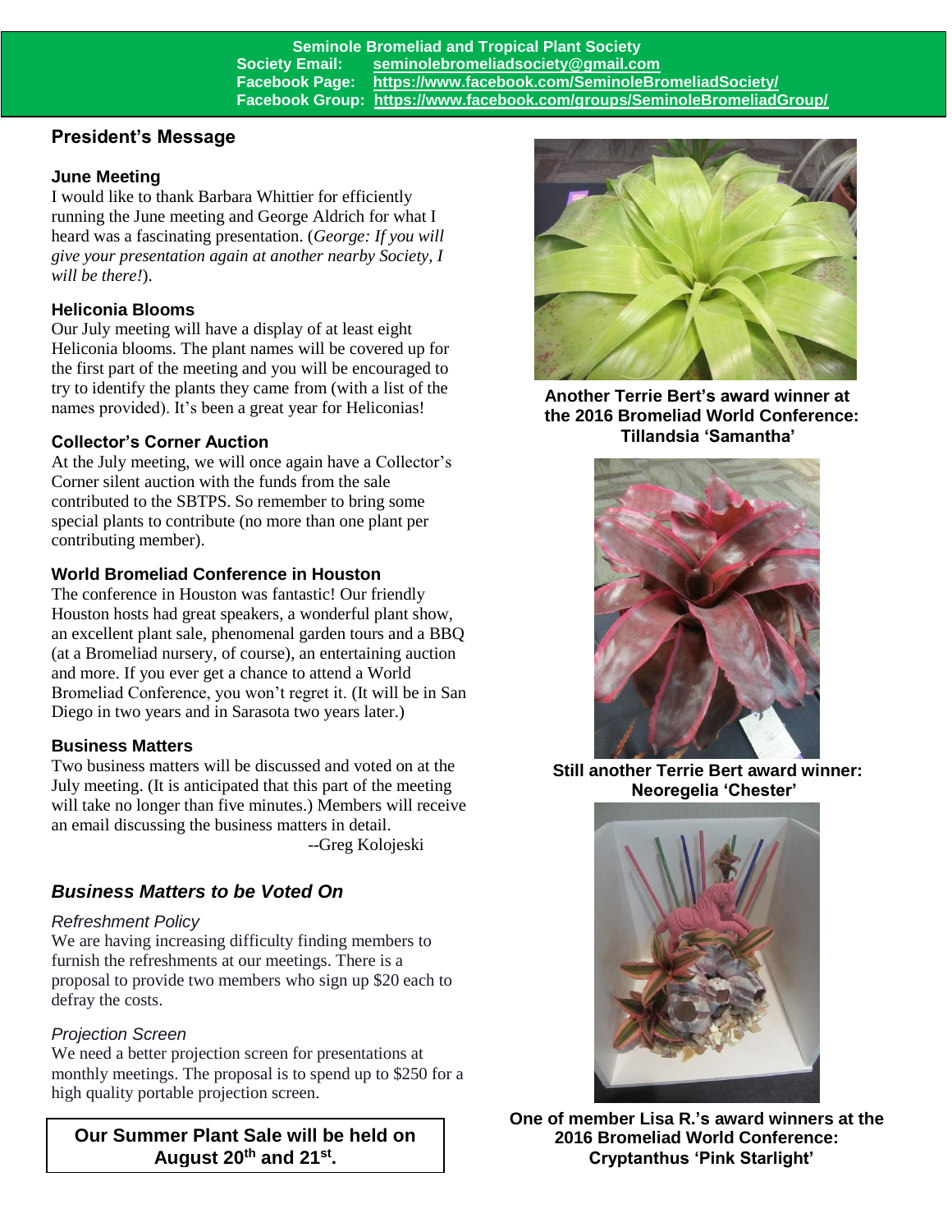**Seminole Bromeliad and Tropical Plant Society**
**Society Email:** seminolebromeliadsociety@gmail.com
**Facebook Page:** https://www.facebook.com/SeminoleBromeliadSociety/
**Facebook Group:** https://www.facebook.com/groups/SeminoleBromeliadGroup/

## President's Message

### June Meeting

I would like to thank Barbara Whittier for efficiently running the June meeting and George Aldrich for what I heard was a fascinating presentation. (*George: If you will give your presentation again at another nearby Society, I will be there!*).

### Heliconia Blooms

Our July meeting will have a display of at least eight Heliconia blooms. The plant names will be covered up for the first part of the meeting and you will be encouraged to try to identify the plants they came from (with a list of the names provided). It's been a great year for Heliconias!

### Collector's Corner Auction

At the July meeting, we will once again have a Collector's Corner silent auction with the funds from the sale contributed to the SBTPS. So remember to bring some special plants to contribute (no more than one plant per contributing member).

### World Bromeliad Conference in Houston

The conference in Houston was fantastic! Our friendly Houston hosts had great speakers, a wonderful plant show, an excellent plant sale, phenomenal garden tours and a BBQ (at a Bromeliad nursery, of course), an entertaining auction and more. If you ever get a chance to attend a World Bromeliad Conference, you won't regret it. (It will be in San Diego in two years and in Sarasota two years later.)

### Business Matters

Two business matters will be discussed and voted on at the July meeting. (It is anticipated that this part of the meeting will take no longer than five minutes.) Members will receive an email discussing the business matters in detail.

--Greg Kolojeski

## *Business Matters to be Voted On*

*Refreshment Policy*

We are having increasing difficulty finding members to furnish the refreshments at our meetings. There is a proposal to provide two members who sign up $20 each to defray the costs.

*Projection Screen*

We need a better projection screen for presentations at monthly meetings. The proposal is to spend up to $250 for a high quality portable projection screen.

**Our Summer Plant Sale will be held on August 20th and 21st.**

**Another Terrie Bert's award winner at the 2016 Bromeliad World Conference: Tillandsia 'Samantha'**

**Still another Terrie Bert award winner: Neoregelia 'Chester'**

**One of member Lisa R.'s award winners at the 2016 Bromeliad World Conference: Cryptanthus 'Pink Starlight'**